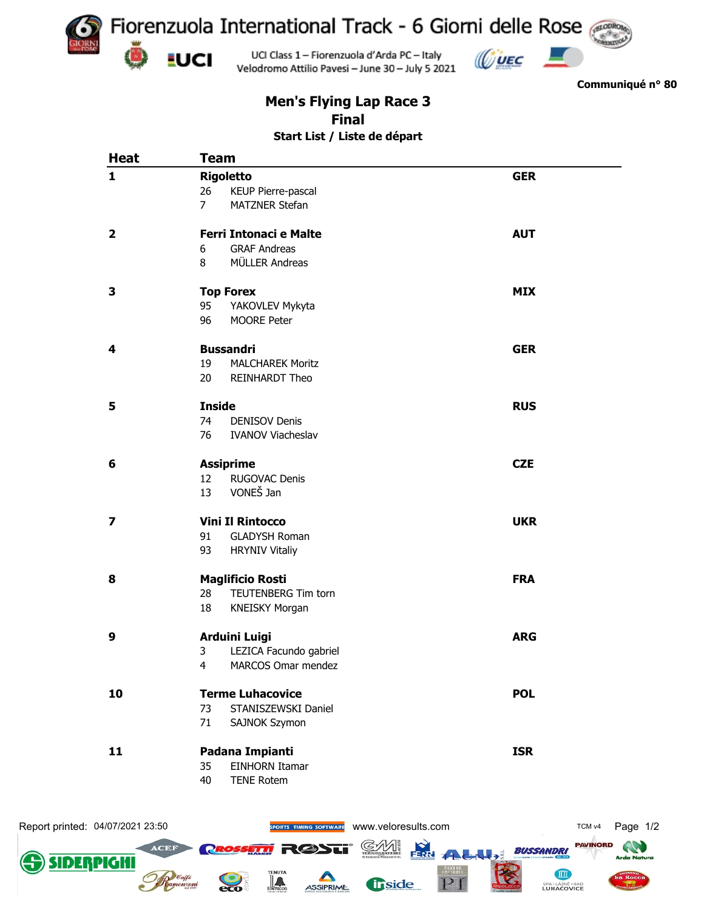# Fiorenzuola International Track - 6 Giorni delle Rose

UCI Class 1 – Fiorenzuola d'Arda PC – Italy
Velodromo Attilio Pavesi – June 30 – July 5 2021

**Communiqué n° 80**

## Men's Flying Lap Race 3
## Final
### Start List / Liste de départ

| Heat | Team | | |
|---|---|---|---|
| **1** | **Rigoletto** | | **GER** |
| | 26 | KEUP Pierre-pascal | |
| | 7 | MATZNER Stefan | |
| **2** | **Ferri Intonaci e Malte** | | **AUT** |
| | 6 | GRAF Andreas | |
| | 8 | MÜLLER Andreas | |
| **3** | **Top Forex** | | **MIX** |
| | 95 | YAKOVLEV Mykyta | |
| | 96 | MOORE Peter | |
| **4** | **Bussandri** | | **GER** |
| | 19 | MALCHAREK Moritz | |
| | 20 | REINHARDT Theo | |
| **5** | **Inside** | | **RUS** |
| | 74 | DENISOV Denis | |
| | 76 | IVANOV Viacheslav | |
| **6** | **Assiprime** | | **CZE** |
| | 12 | RUGOVAC Denis | |
| | 13 | VONEŠ Jan | |
| **7** | **Vini Il Rintocco** | | **UKR** |
| | 91 | GLADYSH Roman | |
| | 93 | HRYNIV Vitaliy | |
| **8** | **Maglificio Rosti** | | **FRA** |
| | 28 | TEUTENBERG Tim torn | |
| | 18 | KNEISKY Morgan | |
| **9** | **Arduini Luigi** | | **ARG** |
| | 3 | LEZICA Facundo gabriel | |
| | 4 | MARCOS Omar mendez | |
| **10** | **Terme Luhacovice** | | **POL** |
| | 73 | STANISZEWSKI Daniel | |
| | 71 | SAJNOK Szymon | |
| **11** | **Padana Impianti** | | **ISR** |
| | 35 | EINHORN Itamar | |
| | 40 | TENE Rotem | |

Report printed: 04/07/2021 23:50 www.veloresults.com TCM v4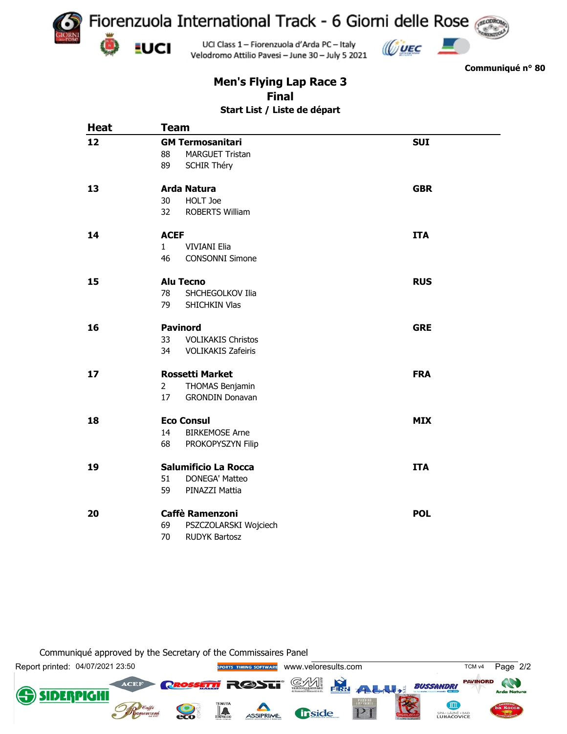Fiorenzuola International Track - 6 Giorni delle Rose

UCI Class 1 – Fiorenzuola d'Arda PC – Italy
Velodromo Attilio Pavesi – June 30 – July 5 2021

**Communiqué n° 80**

## Men's Flying Lap Race 3
## Final
### Start List / Liste de départ

| Heat | Team | | |
|---|---|---|---|
| 12 | **GM Termosanitari** | | **SUI** |
| | 88 | MARGUET Tristan | |
| | 89 | SCHIR Théry | |
| 13 | **Arda Natura** | | **GBR** |
| | 30 | HOLT Joe | |
| | 32 | ROBERTS William | |
| 14 | **ACEF** | | **ITA** |
| | 1 | VIVIANI Elia | |
| | 46 | CONSONNI Simone | |
| 15 | **Alu Tecno** | | **RUS** |
| | 78 | SHCHEGOLKOV Ilia | |
| | 79 | SHICHKIN Vlas | |
| 16 | **Pavinord** | | **GRE** |
| | 33 | VOLIKAKIS Christos | |
| | 34 | VOLIKAKIS Zafeiris | |
| 17 | **Rossetti Market** | | **FRA** |
| | 2 | THOMAS Benjamin | |
| | 17 | GRONDIN Donavan | |
| 18 | **Eco Consul** | | **MIX** |
| | 14 | BIRKEMOSE Arne | |
| | 68 | PROKOPYSZYN Filip | |
| 19 | **Salumificio La Rocca** | | **ITA** |
| | 51 | DONEGA' Matteo | |
| | 59 | PINAZZI Mattia | |
| 20 | **Caffè Ramenzoni** | | **POL** |
| | 69 | PSZCZOLARSKI Wojciech | |
| | 70 | RUDYK Bartosz | |

Communiqué approved by the Secretary of the Commissaires Panel

Report printed: 04/07/2021 23:50 www.veloresults.com TCM v4